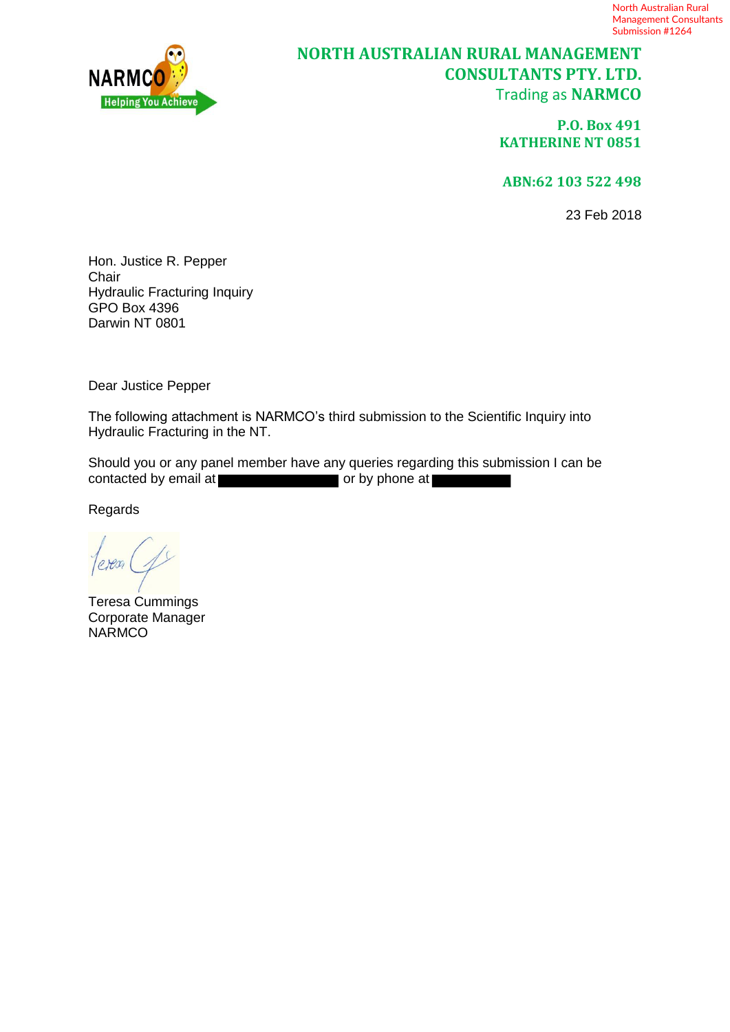North Australian Rural Management Consultants Submission #1264

NARMCO Helping You Achieve

**NORTH AUSTRALIAN RURAL MANAGEMENT CONSULTANTS PTY. LTD.**
Trading as **NARMCO**

**P.O. Box 491**
**KATHERINE NT 0851**

**ABN:62 103 522 498**

23 Feb 2018

Hon. Justice R. Pepper
Chair
Hydraulic Fracturing Inquiry
GPO Box 4396
Darwin NT 0801

Dear Justice Pepper

The following attachment is NARMCO's third submission to the Scientific Inquiry into Hydraulic Fracturing in the NT.

Should you or any panel member have any queries regarding this submission I can be contacted by email at [redacted] or by phone at [redacted]

Regards

Teresa Cummings
Corporate Manager
NARMCO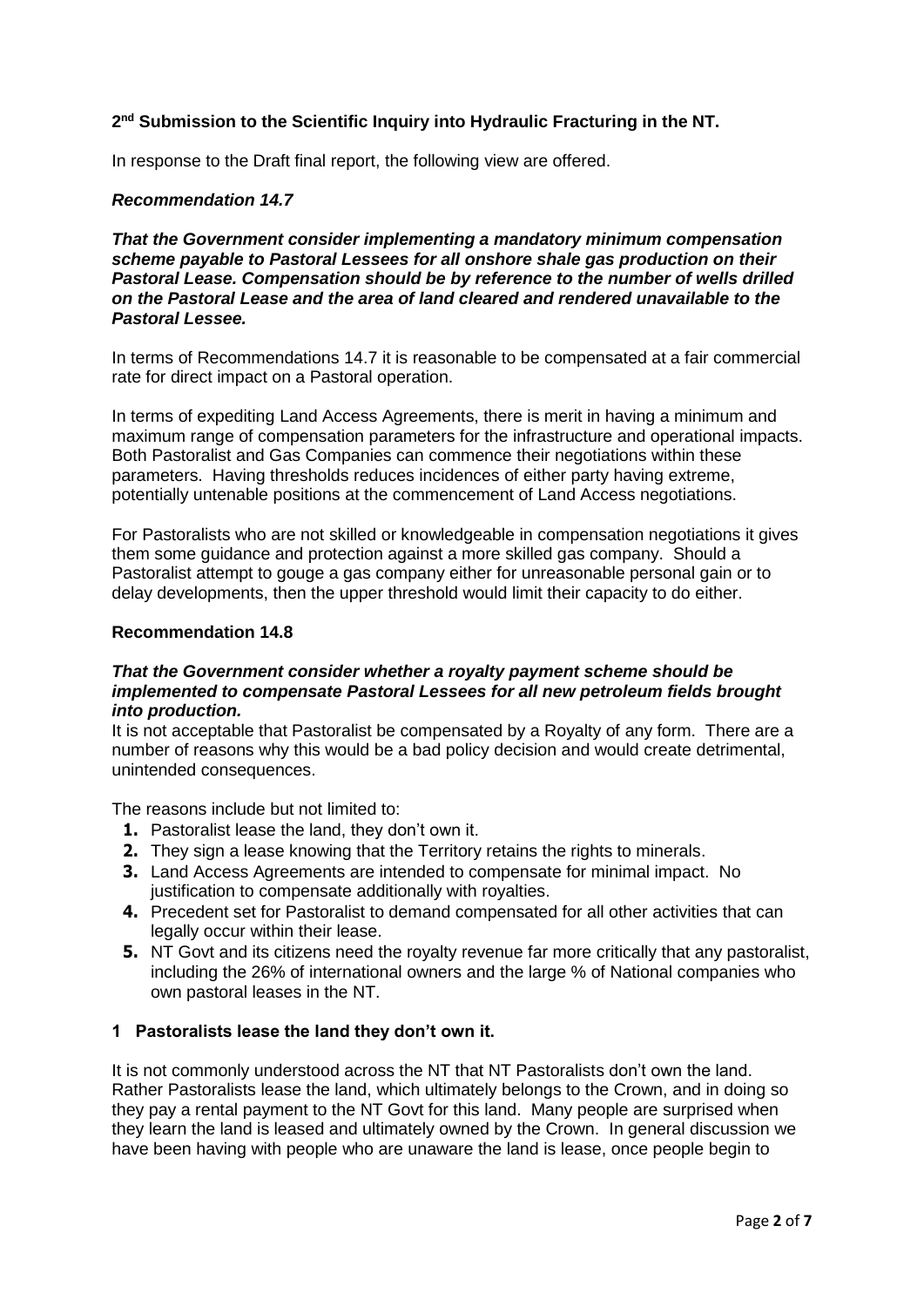**2nd Submission to the Scientific Inquiry into Hydraulic Fracturing in the NT.**

In response to the Draft final report, the following view are offered.

***Recommendation 14.7***

***That the Government consider implementing a mandatory minimum compensation scheme payable to Pastoral Lessees for all onshore shale gas production on their Pastoral Lease. Compensation should be by reference to the number of wells drilled on the Pastoral Lease and the area of land cleared and rendered unavailable to the Pastoral Lessee.***

In terms of Recommendations 14.7 it is reasonable to be compensated at a fair commercial rate for direct impact on a Pastoral operation.

In terms of expediting Land Access Agreements, there is merit in having a minimum and maximum range of compensation parameters for the infrastructure and operational impacts. Both Pastoralist and Gas Companies can commence their negotiations within these parameters. Having thresholds reduces incidences of either party having extreme, potentially untenable positions at the commencement of Land Access negotiations.

For Pastoralists who are not skilled or knowledgeable in compensation negotiations it gives them some guidance and protection against a more skilled gas company. Should a Pastoralist attempt to gouge a gas company either for unreasonable personal gain or to delay developments, then the upper threshold would limit their capacity to do either.

**Recommendation 14.8**

***That the Government consider whether a royalty payment scheme should be implemented to compensate Pastoral Lessees for all new petroleum fields brought into production.***

It is not acceptable that Pastoralist be compensated by a Royalty of any form. There are a number of reasons why this would be a bad policy decision and would create detrimental, unintended consequences.

The reasons include but not limited to:

1. Pastoralist lease the land, they don't own it.
2. They sign a lease knowing that the Territory retains the rights to minerals.
3. Land Access Agreements are intended to compensate for minimal impact. No justification to compensate additionally with royalties.
4. Precedent set for Pastoralist to demand compensated for all other activities that can legally occur within their lease.
5. NT Govt and its citizens need the royalty revenue far more critically that any pastoralist, including the 26% of international owners and the large % of National companies who own pastoral leases in the NT.

**1 Pastoralists lease the land they don't own it.**

It is not commonly understood across the NT that NT Pastoralists don't own the land. Rather Pastoralists lease the land, which ultimately belongs to the Crown, and in doing so they pay a rental payment to the NT Govt for this land. Many people are surprised when they learn the land is leased and ultimately owned by the Crown. In general discussion we have been having with people who are unaware the land is lease, once people begin to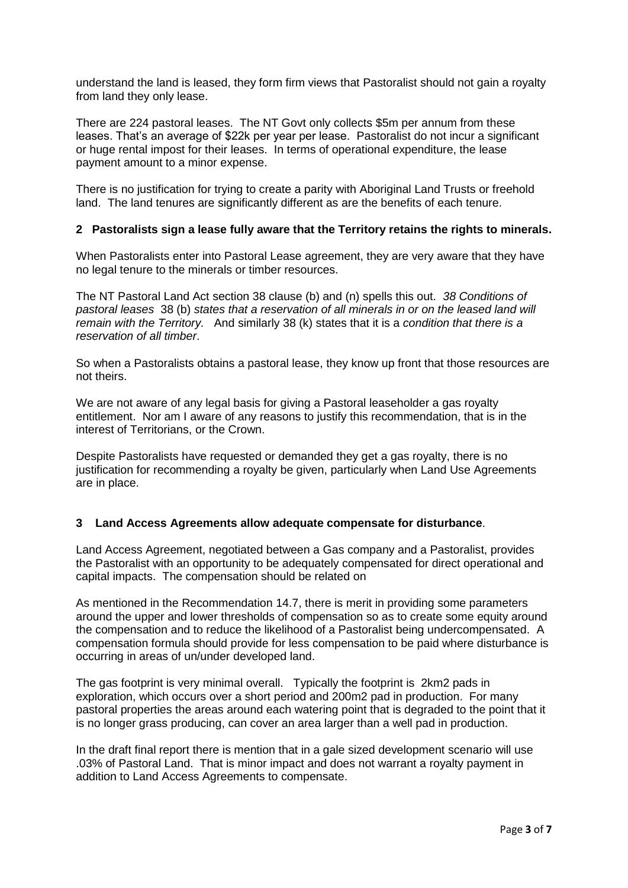understand the land is leased, they form firm views that Pastoralist should not gain a royalty from land they only lease.

There are 224 pastoral leases. The NT Govt only collects $5m per annum from these leases. That's an average of $22k per year per lease. Pastoralist do not incur a significant or huge rental impost for their leases. In terms of operational expenditure, the lease payment amount to a minor expense.

There is no justification for trying to create a parity with Aboriginal Land Trusts or freehold land. The land tenures are significantly different as are the benefits of each tenure.

## 2 Pastoralists sign a lease fully aware that the Territory retains the rights to minerals.

When Pastoralists enter into Pastoral Lease agreement, they are very aware that they have no legal tenure to the minerals or timber resources.

The NT Pastoral Land Act section 38 clause (b) and (n) spells this out. *38 Conditions of pastoral leases* 38 (b) *states that a reservation of all minerals in or on the leased land will remain with the Territory.* And similarly 38 (k) states that it is a *condition that there is a reservation of all timber*.

So when a Pastoralists obtains a pastoral lease, they know up front that those resources are not theirs.

We are not aware of any legal basis for giving a Pastoral leaseholder a gas royalty entitlement. Nor am I aware of any reasons to justify this recommendation, that is in the interest of Territorians, or the Crown.

Despite Pastoralists have requested or demanded they get a gas royalty, there is no justification for recommending a royalty be given, particularly when Land Use Agreements are in place.

## 3 Land Access Agreements allow adequate compensate for disturbance.

Land Access Agreement, negotiated between a Gas company and a Pastoralist, provides the Pastoralist with an opportunity to be adequately compensated for direct operational and capital impacts. The compensation should be related on

As mentioned in the Recommendation 14.7, there is merit in providing some parameters around the upper and lower thresholds of compensation so as to create some equity around the compensation and to reduce the likelihood of a Pastoralist being undercompensated. A compensation formula should provide for less compensation to be paid where disturbance is occurring in areas of un/under developed land.

The gas footprint is very minimal overall. Typically the footprint is 2km2 pads in exploration, which occurs over a short period and 200m2 pad in production. For many pastoral properties the areas around each watering point that is degraded to the point that it is no longer grass producing, can cover an area larger than a well pad in production.

In the draft final report there is mention that in a gale sized development scenario will use .03% of Pastoral Land. That is minor impact and does not warrant a royalty payment in addition to Land Access Agreements to compensate.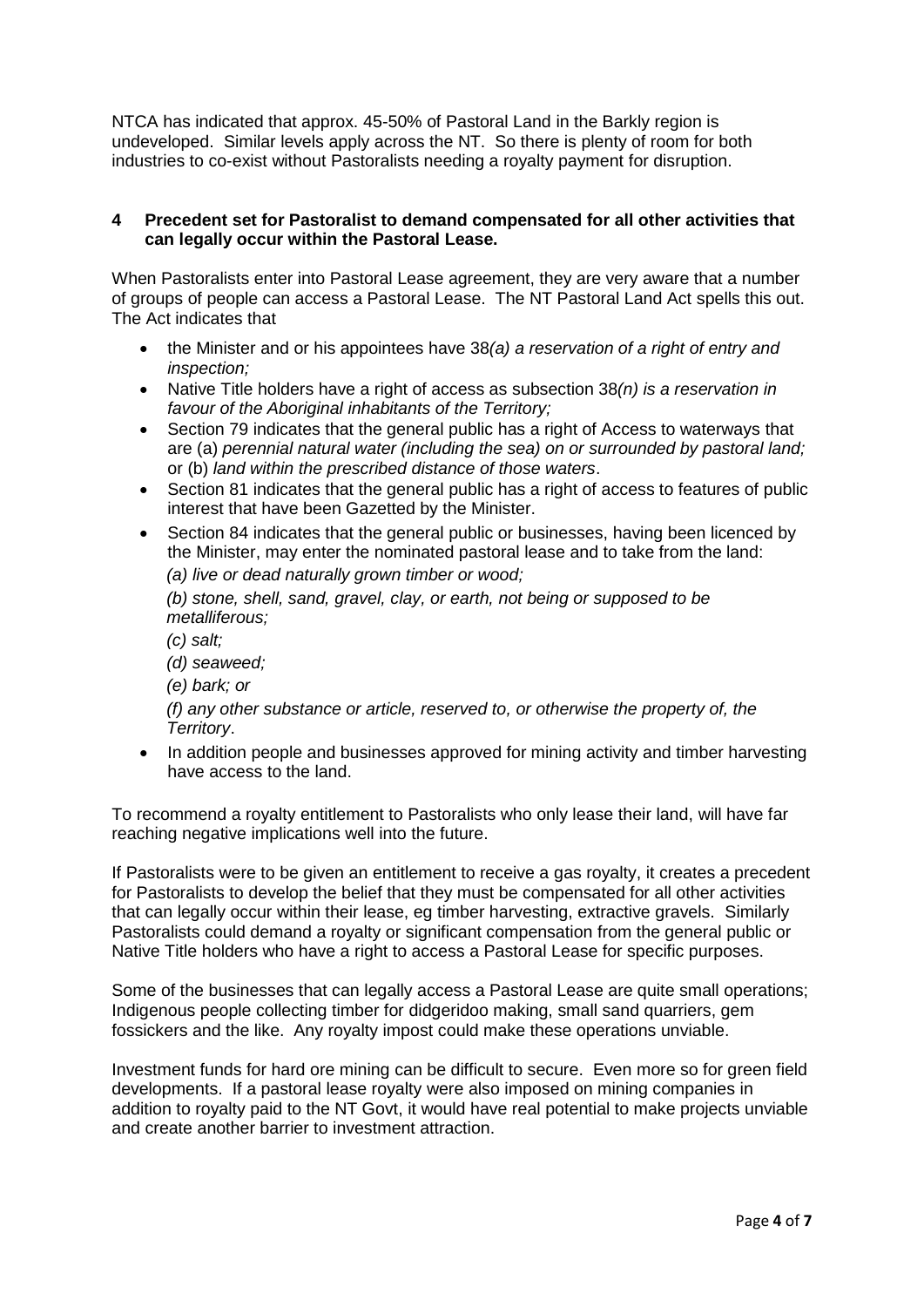NTCA has indicated that approx. 45-50% of Pastoral Land in the Barkly region is undeveloped. Similar levels apply across the NT. So there is plenty of room for both industries to co-exist without Pastoralists needing a royalty payment for disruption.

## 4 Precedent set for Pastoralist to demand compensated for all other activities that can legally occur within the Pastoral Lease.

When Pastoralists enter into Pastoral Lease agreement, they are very aware that a number of groups of people can access a Pastoral Lease. The NT Pastoral Land Act spells this out. The Act indicates that

- the Minister and or his appointees have 38*(a) a reservation of a right of entry and inspection;*
- Native Title holders have a right of access as subsection 38*(n) is a reservation in favour of the Aboriginal inhabitants of the Territory;*
- Section 79 indicates that the general public has a right of Access to waterways that are (a) *perennial natural water (including the sea) on or surrounded by pastoral land;* or (b) *land within the prescribed distance of those waters*.
- Section 81 indicates that the general public has a right of access to features of public interest that have been Gazetted by the Minister.
- Section 84 indicates that the general public or businesses, having been licenced by the Minister, may enter the nominated pastoral lease and to take from the land:

  *(a) live or dead naturally grown timber or wood;*

  *(b) stone, shell, sand, gravel, clay, or earth, not being or supposed to be metalliferous;*

  *(c) salt;*

  *(d) seaweed;*

  *(e) bark; or*

  *(f) any other substance or article, reserved to, or otherwise the property of, the Territory*.
- In addition people and businesses approved for mining activity and timber harvesting have access to the land.

To recommend a royalty entitlement to Pastoralists who only lease their land, will have far reaching negative implications well into the future.

If Pastoralists were to be given an entitlement to receive a gas royalty, it creates a precedent for Pastoralists to develop the belief that they must be compensated for all other activities that can legally occur within their lease, eg timber harvesting, extractive gravels. Similarly Pastoralists could demand a royalty or significant compensation from the general public or Native Title holders who have a right to access a Pastoral Lease for specific purposes.

Some of the businesses that can legally access a Pastoral Lease are quite small operations; Indigenous people collecting timber for didgeridoo making, small sand quarriers, gem fossickers and the like. Any royalty impost could make these operations unviable.

Investment funds for hard ore mining can be difficult to secure. Even more so for green field developments. If a pastoral lease royalty were also imposed on mining companies in addition to royalty paid to the NT Govt, it would have real potential to make projects unviable and create another barrier to investment attraction.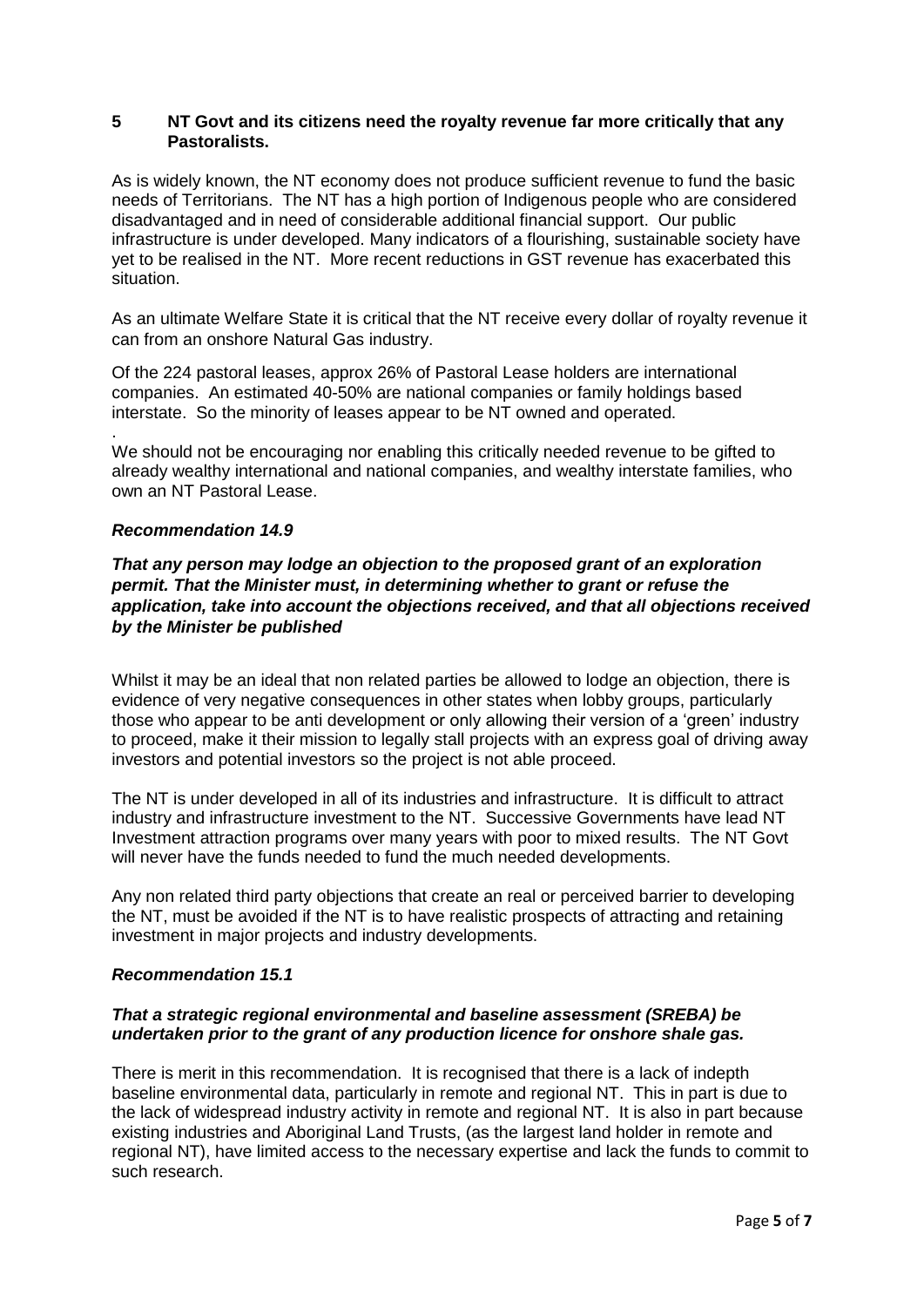## 5 NT Govt and its citizens need the royalty revenue far more critically that any Pastoralists.

As is widely known, the NT economy does not produce sufficient revenue to fund the basic needs of Territorians. The NT has a high portion of Indigenous people who are considered disadvantaged and in need of considerable additional financial support. Our public infrastructure is under developed. Many indicators of a flourishing, sustainable society have yet to be realised in the NT. More recent reductions in GST revenue has exacerbated this situation.

As an ultimate Welfare State it is critical that the NT receive every dollar of royalty revenue it can from an onshore Natural Gas industry.

Of the 224 pastoral leases, approx 26% of Pastoral Lease holders are international companies. An estimated 40-50% are national companies or family holdings based interstate. So the minority of leases appear to be NT owned and operated.

.

We should not be encouraging nor enabling this critically needed revenue to be gifted to already wealthy international and national companies, and wealthy interstate families, who own an NT Pastoral Lease.

### *Recommendation 14.9*

***That any person may lodge an objection to the proposed grant of an exploration permit. That the Minister must, in determining whether to grant or refuse the application, take into account the objections received, and that all objections received by the Minister be published***

Whilst it may be an ideal that non related parties be allowed to lodge an objection, there is evidence of very negative consequences in other states when lobby groups, particularly those who appear to be anti development or only allowing their version of a 'green' industry to proceed, make it their mission to legally stall projects with an express goal of driving away investors and potential investors so the project is not able proceed.

The NT is under developed in all of its industries and infrastructure. It is difficult to attract industry and infrastructure investment to the NT. Successive Governments have lead NT Investment attraction programs over many years with poor to mixed results. The NT Govt will never have the funds needed to fund the much needed developments.

Any non related third party objections that create an real or perceived barrier to developing the NT, must be avoided if the NT is to have realistic prospects of attracting and retaining investment in major projects and industry developments.

### *Recommendation 15.1*

***That a strategic regional environmental and baseline assessment (SREBA) be undertaken prior to the grant of any production licence for onshore shale gas.***

There is merit in this recommendation. It is recognised that there is a lack of indepth baseline environmental data, particularly in remote and regional NT. This in part is due to the lack of widespread industry activity in remote and regional NT. It is also in part because existing industries and Aboriginal Land Trusts, (as the largest land holder in remote and regional NT), have limited access to the necessary expertise and lack the funds to commit to such research.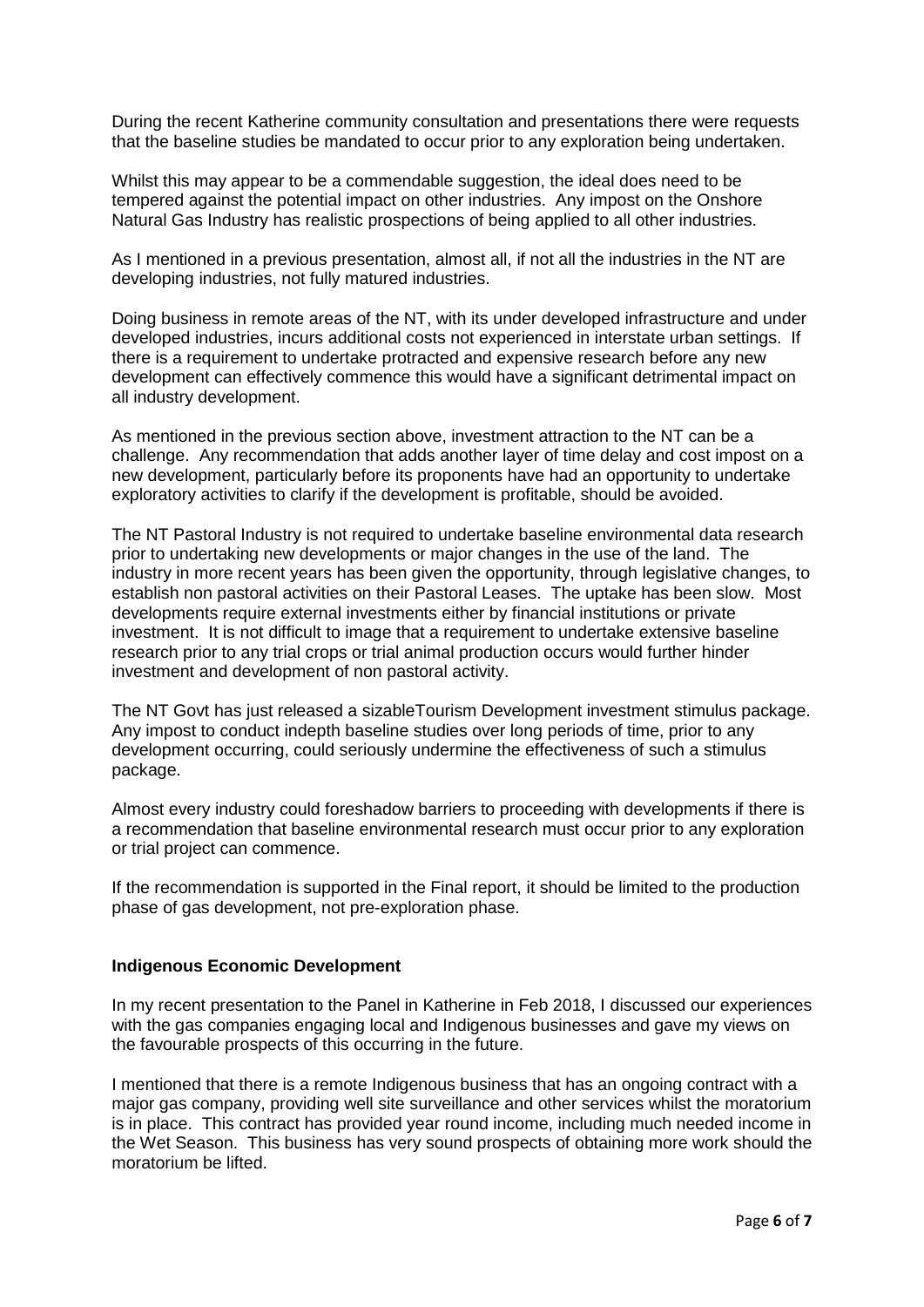During the recent Katherine community consultation and presentations there were requests that the baseline studies be mandated to occur prior to any exploration being undertaken.

Whilst this may appear to be a commendable suggestion, the ideal does need to be tempered against the potential impact on other industries. Any impost on the Onshore Natural Gas Industry has realistic prospections of being applied to all other industries.

As I mentioned in a previous presentation, almost all, if not all the industries in the NT are developing industries, not fully matured industries.

Doing business in remote areas of the NT, with its under developed infrastructure and under developed industries, incurs additional costs not experienced in interstate urban settings. If there is a requirement to undertake protracted and expensive research before any new development can effectively commence this would have a significant detrimental impact on all industry development.

As mentioned in the previous section above, investment attraction to the NT can be a challenge. Any recommendation that adds another layer of time delay and cost impost on a new development, particularly before its proponents have had an opportunity to undertake exploratory activities to clarify if the development is profitable, should be avoided.

The NT Pastoral Industry is not required to undertake baseline environmental data research prior to undertaking new developments or major changes in the use of the land. The industry in more recent years has been given the opportunity, through legislative changes, to establish non pastoral activities on their Pastoral Leases. The uptake has been slow. Most developments require external investments either by financial institutions or private investment. It is not difficult to image that a requirement to undertake extensive baseline research prior to any trial crops or trial animal production occurs would further hinder investment and development of non pastoral activity.

The NT Govt has just released a sizableTourism Development investment stimulus package. Any impost to conduct indepth baseline studies over long periods of time, prior to any development occurring, could seriously undermine the effectiveness of such a stimulus package.

Almost every industry could foreshadow barriers to proceeding with developments if there is a recommendation that baseline environmental research must occur prior to any exploration or trial project can commence.

If the recommendation is supported in the Final report, it should be limited to the production phase of gas development, not pre-exploration phase.

**Indigenous Economic Development**

In my recent presentation to the Panel in Katherine in Feb 2018, I discussed our experiences with the gas companies engaging local and Indigenous businesses and gave my views on the favourable prospects of this occurring in the future.

I mentioned that there is a remote Indigenous business that has an ongoing contract with a major gas company, providing well site surveillance and other services whilst the moratorium is in place. This contract has provided year round income, including much needed income in the Wet Season. This business has very sound prospects of obtaining more work should the moratorium be lifted.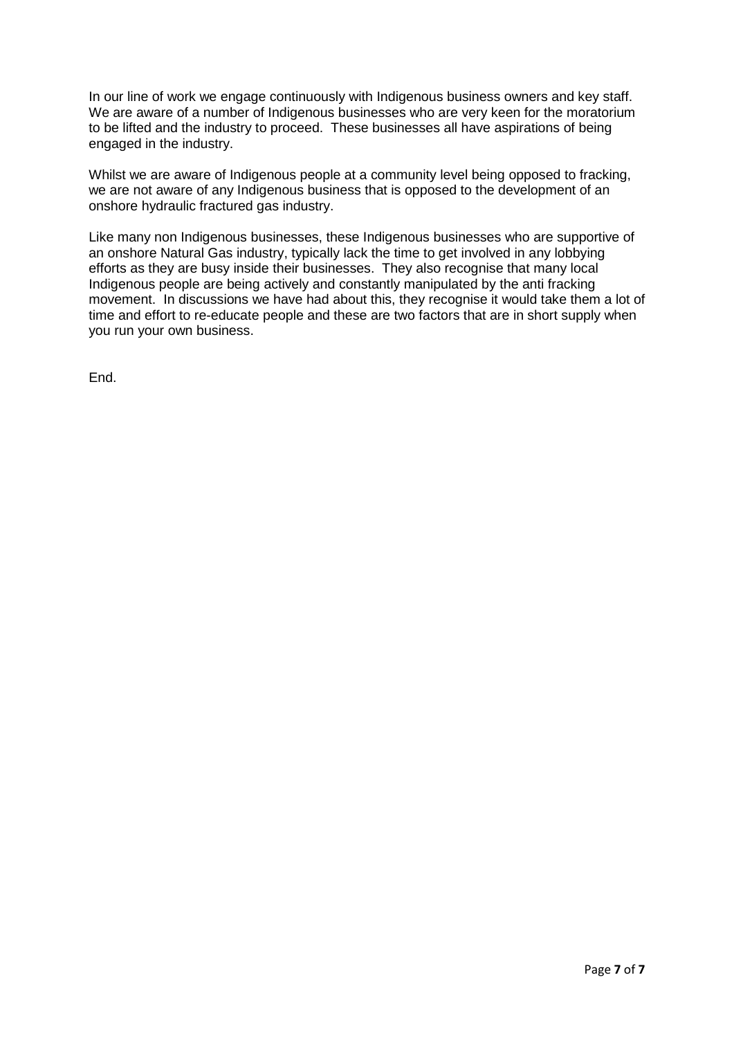In our line of work we engage continuously with Indigenous business owners and key staff. We are aware of a number of Indigenous businesses who are very keen for the moratorium to be lifted and the industry to proceed. These businesses all have aspirations of being engaged in the industry.

Whilst we are aware of Indigenous people at a community level being opposed to fracking, we are not aware of any Indigenous business that is opposed to the development of an onshore hydraulic fractured gas industry.

Like many non Indigenous businesses, these Indigenous businesses who are supportive of an onshore Natural Gas industry, typically lack the time to get involved in any lobbying efforts as they are busy inside their businesses. They also recognise that many local Indigenous people are being actively and constantly manipulated by the anti fracking movement. In discussions we have had about this, they recognise it would take them a lot of time and effort to re-educate people and these are two factors that are in short supply when you run your own business.

End.